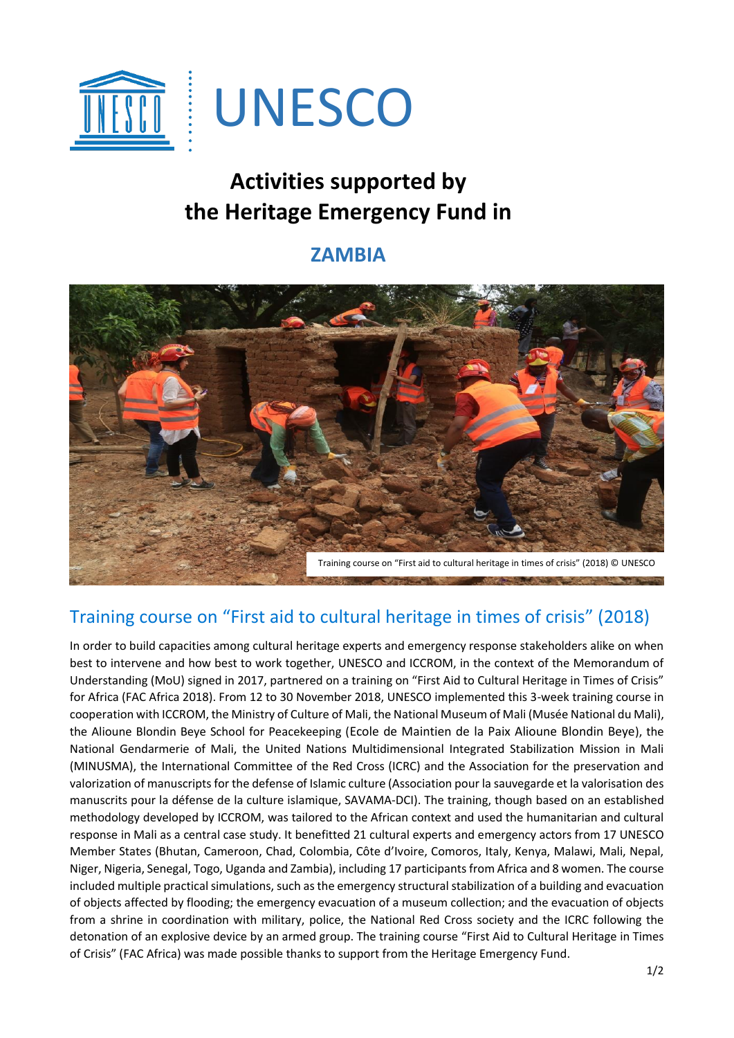UNESCO

# Activities supported by the Heritage Emergency Fund in

## ZAMBIA

Training course on “First aid to cultural heritage in times of crisis” (2018) © UNESCO

## Training course on “First aid to cultural heritage in times of crisis” (2018)

In order to build capacities among cultural heritage experts and emergency response stakeholders alike on when best to intervene and how best to work together, UNESCO and ICCROM, in the context of the Memorandum of Understanding (MoU) signed in 2017, partnered on a training on “First Aid to Cultural Heritage in Times of Crisis” for Africa (FAC Africa 2018). From 12 to 30 November 2018, UNESCO implemented this 3-week training course in cooperation with ICCROM, the Ministry of Culture of Mali, the National Museum of Mali (Musée National du Mali), the Alioune Blondin Beye School for Peacekeeping (Ecole de Maintien de la Paix Alioune Blondin Beye), the National Gendarmerie of Mali, the United Nations Multidimensional Integrated Stabilization Mission in Mali (MINUSMA), the International Committee of the Red Cross (ICRC) and the Association for the preservation and valorization of manuscripts for the defense of Islamic culture (Association pour la sauvegarde et la valorisation des manuscrits pour la défense de la culture islamique, SAVAMA-DCI). The training, though based on an established methodology developed by ICCROM, was tailored to the African context and used the humanitarian and cultural response in Mali as a central case study. It benefitted 21 cultural experts and emergency actors from 17 UNESCO Member States (Bhutan, Cameroon, Chad, Colombia, Côte d’Ivoire, Comoros, Italy, Kenya, Malawi, Mali, Nepal, Niger, Nigeria, Senegal, Togo, Uganda and Zambia), including 17 participants from Africa and 8 women. The course included multiple practical simulations, such as the emergency structural stabilization of a building and evacuation of objects affected by flooding; the emergency evacuation of a museum collection; and the evacuation of objects from a shrine in coordination with military, police, the National Red Cross society and the ICRC following the detonation of an explosive device by an armed group. The training course “First Aid to Cultural Heritage in Times of Crisis” (FAC Africa) was made possible thanks to support from the Heritage Emergency Fund.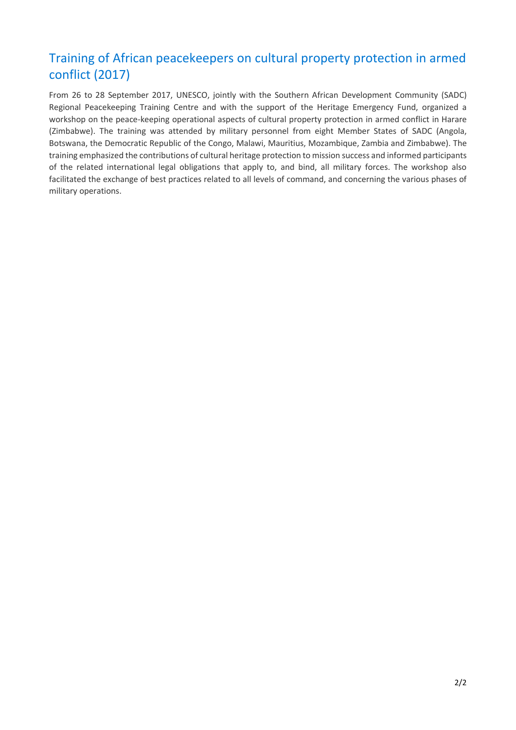## Training of African peacekeepers on cultural property protection in armed conflict (2017)

From 26 to 28 September 2017, UNESCO, jointly with the Southern African Development Community (SADC) Regional Peacekeeping Training Centre and with the support of the Heritage Emergency Fund, organized a workshop on the peace-keeping operational aspects of cultural property protection in armed conflict in Harare (Zimbabwe). The training was attended by military personnel from eight Member States of SADC (Angola, Botswana, the Democratic Republic of the Congo, Malawi, Mauritius, Mozambique, Zambia and Zimbabwe). The training emphasized the contributions of cultural heritage protection to mission success and informed participants of the related international legal obligations that apply to, and bind, all military forces. The workshop also facilitated the exchange of best practices related to all levels of command, and concerning the various phases of military operations.